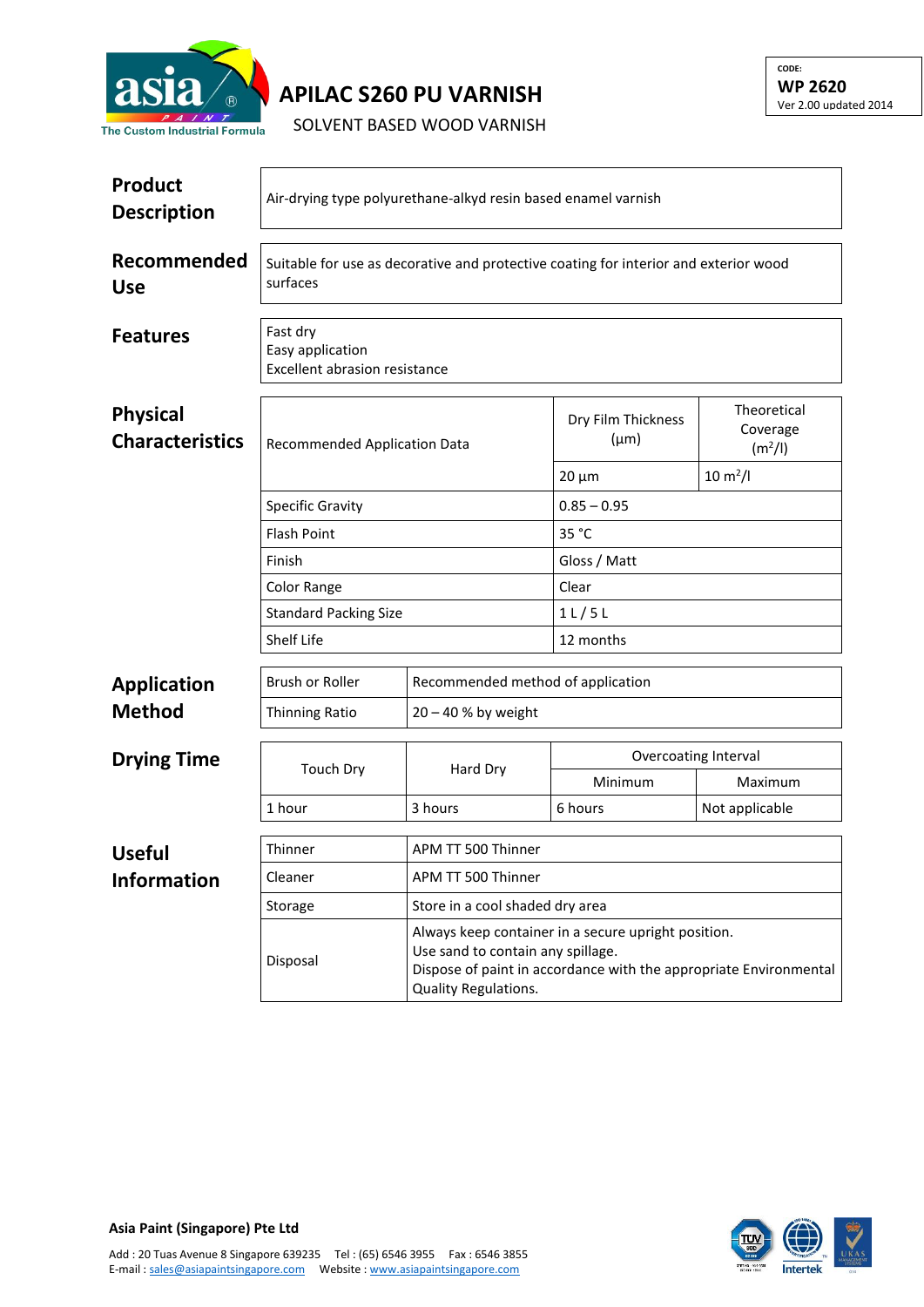# APILAC S260 PU VARNISH

SOLVENT BASED WOOD VARNISH

CODE:
**WP 2620**
Ver 2.00 updated 2014

## Product Description

Air-drying type polyurethane-alkyd resin based enamel varnish

## Recommended Use

Suitable for use as decorative and protective coating for interior and exterior wood surfaces

## Features

Fast dry
Easy application
Excellent abrasion resistance

## Physical Characteristics

| Recommended Application Data | Dry Film Thickness (µm) | Theoretical Coverage ($m^2/l$) |
|---|---|---|
| | 20 µm | 10 $m^2/l$ |
| Specific Gravity | 0.85 – 0.95 | |
| Flash Point | 35 °C | |
| Finish | Gloss / Matt | |
| Color Range | Clear | |
| Standard Packing Size | 1 L / 5 L | |
| Shelf Life | 12 months | |

## Application Method

| Brush or Roller | Recommended method of application |
|---|---|
| Thinning Ratio | 20 – 40 % by weight |

## Drying Time

| Touch Dry | Hard Dry | Overcoating Interval | |
|---|---|---|---|
| | | Minimum | Maximum |
| 1 hour | 3 hours | 6 hours | Not applicable |

## Useful Information

| Thinner | APM TT 500 Thinner |
|---|---|
| Cleaner | APM TT 500 Thinner |
| Storage | Store in a cool shaded dry area |
| Disposal | Always keep container in a secure upright position.<br>Use sand to contain any spillage.<br>Dispose of paint in accordance with the appropriate Environmental Quality Regulations. |

**Asia Paint (Singapore) Pte Ltd**

Add : 20 Tuas Avenue 8 Singapore 639235 Tel : (65) 6546 3955 Fax : 6546 3855
E-mail : sales@asiapaintsingapore.com Website : www.asiapaintsingapore.com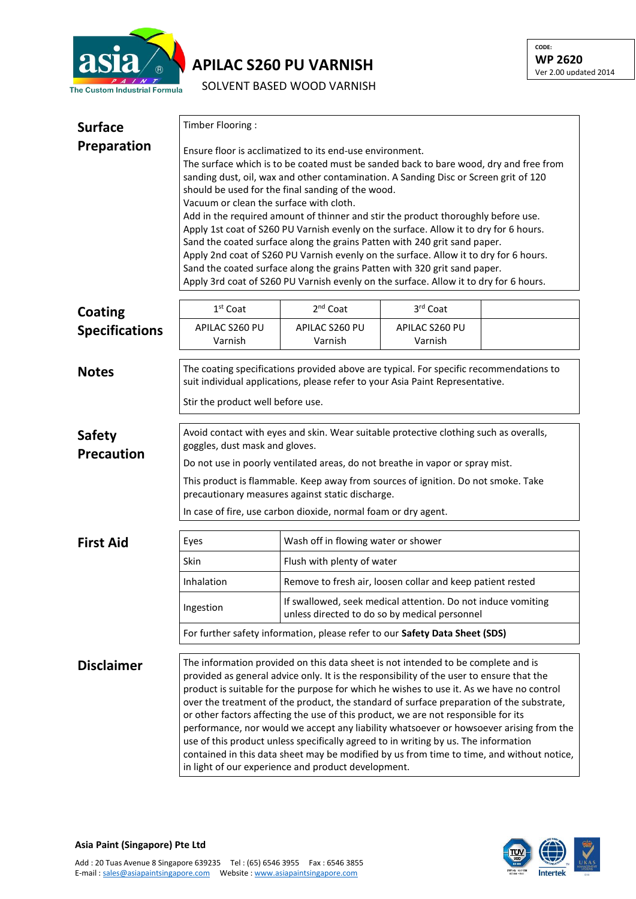# APILAC S260 PU VARNISH

SOLVENT BASED WOOD VARNISH

CODE:
**WP 2620**
Ver 2.00 updated 2014

## Surface Preparation

Timber Flooring :

Ensure floor is acclimatized to its end-use environment.
The surface which is to be coated must be sanded back to bare wood, dry and free from sanding dust, oil, wax and other contamination. A Sanding Disc or Screen grit of 120 should be used for the final sanding of the wood.
Vacuum or clean the surface with cloth.
Add in the required amount of thinner and stir the product thoroughly before use.
Apply 1st coat of S260 PU Varnish evenly on the surface. Allow it to dry for 6 hours.
Sand the coated surface along the grains Patten with 240 grit sand paper.
Apply 2nd coat of S260 PU Varnish evenly on the surface. Allow it to dry for 6 hours.
Sand the coated surface along the grains Patten with 320 grit sand paper.
Apply 3rd coat of S260 PU Varnish evenly on the surface. Allow it to dry for 6 hours.

## Coating Specifications

| 1st Coat | 2nd Coat | 3rd Coat | |
|---|---|---|---|
| APILAC S260 PU Varnish | APILAC S260 PU Varnish | APILAC S260 PU Varnish | |

## Notes

The coating specifications provided above are typical. For specific recommendations to suit individual applications, please refer to your Asia Paint Representative.

Stir the product well before use.

## Safety Precaution

Avoid contact with eyes and skin. Wear suitable protective clothing such as overalls, goggles, dust mask and gloves.

Do not use in poorly ventilated areas, do not breathe in vapor or spray mist.

This product is flammable. Keep away from sources of ignition. Do not smoke. Take precautionary measures against static discharge.

In case of fire, use carbon dioxide, normal foam or dry agent.

## First Aid

| | |
|---|---|
| Eyes | Wash off in flowing water or shower |
| Skin | Flush with plenty of water |
| Inhalation | Remove to fresh air, loosen collar and keep patient rested |
| Ingestion | If swallowed, seek medical attention. Do not induce vomiting unless directed to do so by medical personnel |

For further safety information, please refer to our **Safety Data Sheet (SDS)**

## Disclaimer

The information provided on this data sheet is not intended to be complete and is provided as general advice only. It is the responsibility of the user to ensure that the product is suitable for the purpose for which he wishes to use it. As we have no control over the treatment of the product, the standard of surface preparation of the substrate, or other factors affecting the use of this product, we are not responsible for its performance, nor would we accept any liability whatsoever or howsoever arising from the use of this product unless specifically agreed to in writing by us. The information contained in this data sheet may be modified by us from time to time, and without notice, in light of our experience and product development.

**Asia Paint (Singapore) Pte Ltd**

Add : 20 Tuas Avenue 8 Singapore 639235 Tel : (65) 6546 3955 Fax : 6546 3855
E-mail : sales@asiapaintsingapore.com Website : www.asiapaintsingapore.com